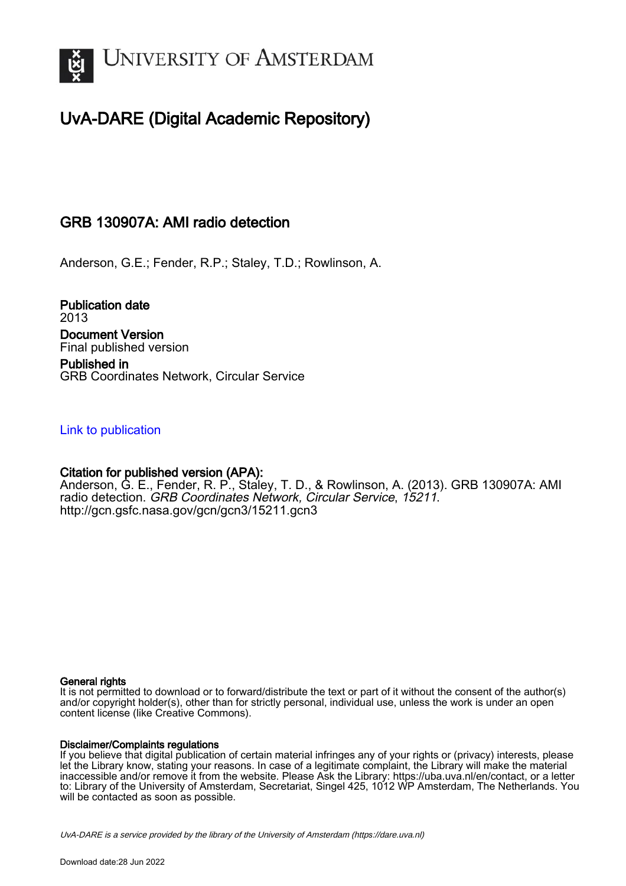# University of Amsterdam

## UvA-DARE (Digital Academic Repository)

### GRB 130907A: AMI radio detection

Anderson, G.E.; Fender, R.P.; Staley, T.D.; Rowlinson, A.

**Publication date**
2013

**Document Version**
Final published version

**Published in**
GRB Coordinates Network, Circular Service

Link to publication

**Citation for published version (APA):**
Anderson, G. E., Fender, R. P., Staley, T. D., & Rowlinson, A. (2013). GRB 130907A: AMI radio detection. *GRB Coordinates Network, Circular Service*, *15211*. http://gcn.gsfc.nasa.gov/gcn/gcn3/15211.gcn3

**General rights**
It is not permitted to download or to forward/distribute the text or part of it without the consent of the author(s) and/or copyright holder(s), other than for strictly personal, individual use, unless the work is under an open content license (like Creative Commons).

**Disclaimer/Complaints regulations**
If you believe that digital publication of certain material infringes any of your rights or (privacy) interests, please let the Library know, stating your reasons. In case of a legitimate complaint, the Library will make the material inaccessible and/or remove it from the website. Please Ask the Library: https://uba.uva.nl/en/contact, or a letter to: Library of the University of Amsterdam, Secretariat, Singel 425, 1012 WP Amsterdam, The Netherlands. You will be contacted as soon as possible.

*UvA-DARE is a service provided by the library of the University of Amsterdam (https://dare.uva.nl)*

Download date:28 Jun 2022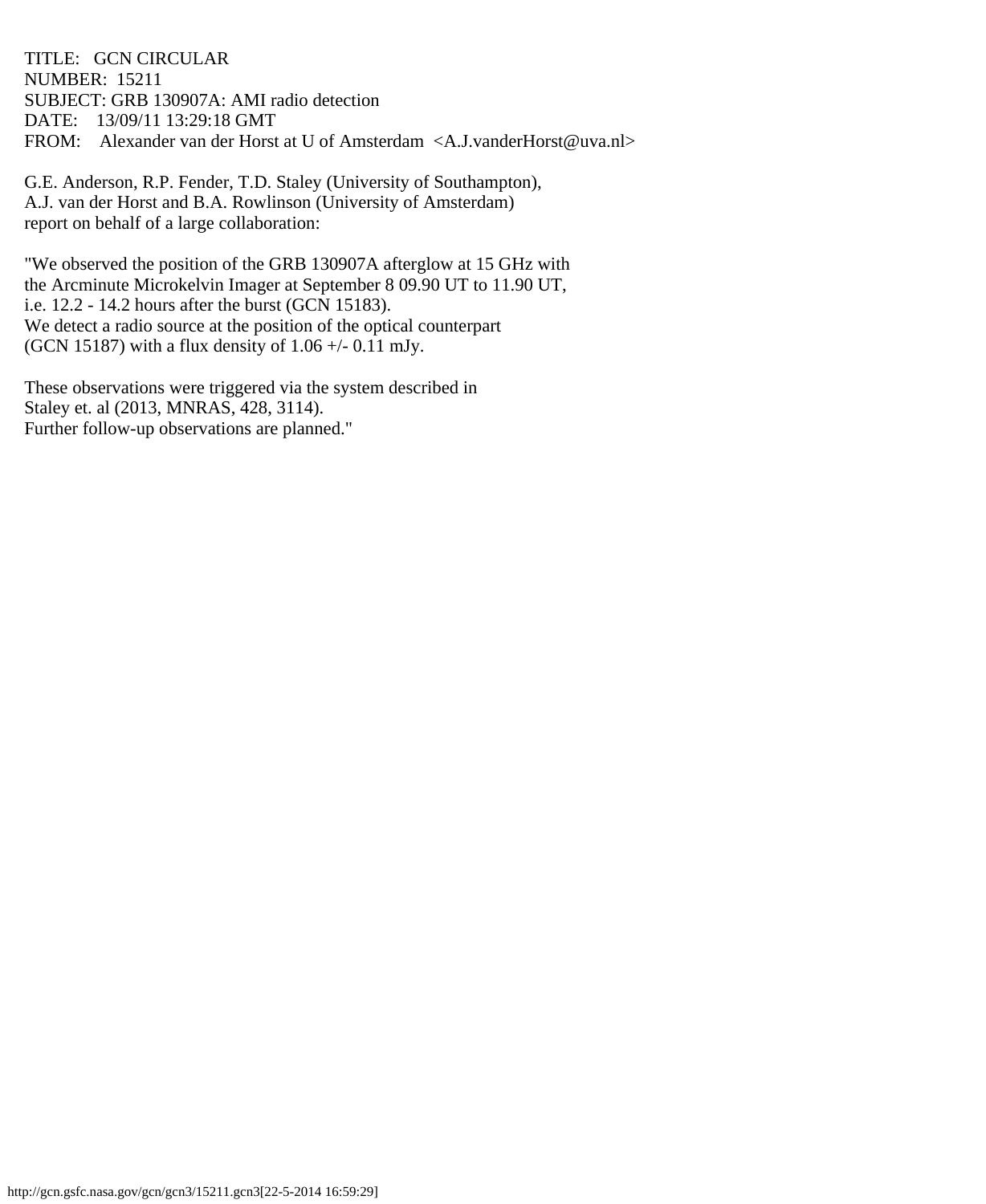TITLE: GCN CIRCULAR
NUMBER: 15211
SUBJECT: GRB 130907A: AMI radio detection
DATE: 13/09/11 13:29:18 GMT
FROM: Alexander van der Horst at U of Amsterdam <A.J.vanderHorst@uva.nl>

G.E. Anderson, R.P. Fender, T.D. Staley (University of Southampton),
A.J. van der Horst and B.A. Rowlinson (University of Amsterdam)
report on behalf of a large collaboration:

"We observed the position of the GRB 130907A afterglow at 15 GHz with
the Arcminute Microkelvin Imager at September 8 09.90 UT to 11.90 UT,
i.e. 12.2 - 14.2 hours after the burst (GCN 15183).
We detect a radio source at the position of the optical counterpart
(GCN 15187) with a flux density of 1.06 +/- 0.11 mJy.

These observations were triggered via the system described in
Staley et. al (2013, MNRAS, 428, 3114).
Further follow-up observations are planned."